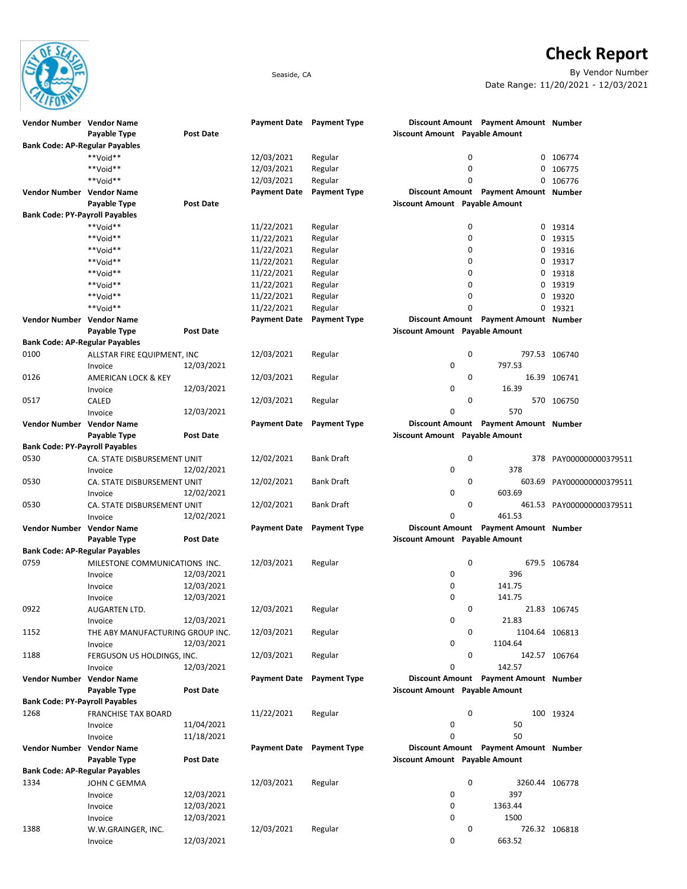# Check Report

Seaside, CA

By Vendor Number

Date Range: 11/20/2021 - 12/03/2021

| Vendor Number | Vendor Name / Payable Type | Post Date | Payment Date | Payment Type | Discount Amount | Payment Amount / Payable Amount | Number |
|---|---|---|---|---|---|---|---|
| **Bank Code: AP-Regular Payables** | | | | | | | |
| | **Void** | | 12/03/2021 | Regular | 0 | 0 | 106774 |
| | **Void** | | 12/03/2021 | Regular | 0 | 0 | 106775 |
| | **Void** | | 12/03/2021 | Regular | 0 | 0 | 106776 |
| **Bank Code: PY-Payroll Payables** | | | | | | | |
| | **Void** | | 11/22/2021 | Regular | 0 | 0 | 19314 |
| | **Void** | | 11/22/2021 | Regular | 0 | 0 | 19315 |
| | **Void** | | 11/22/2021 | Regular | 0 | 0 | 19316 |
| | **Void** | | 11/22/2021 | Regular | 0 | 0 | 19317 |
| | **Void** | | 11/22/2021 | Regular | 0 | 0 | 19318 |
| | **Void** | | 11/22/2021 | Regular | 0 | 0 | 19319 |
| | **Void** | | 11/22/2021 | Regular | 0 | 0 | 19320 |
| | **Void** | | 11/22/2021 | Regular | 0 | 0 | 19321 |
| **Bank Code: AP-Regular Payables** | | | | | | | |
| 0100 | ALLSTAR FIRE EQUIPMENT, INC | | 12/03/2021 | Regular | 0 | 797.53 | 106740 |
| | Invoice | 12/03/2021 | | | 0 | 797.53 | |
| 0126 | AMERICAN LOCK & KEY | | 12/03/2021 | Regular | 0 | 16.39 | 106741 |
| | Invoice | 12/03/2021 | | | 0 | 16.39 | |
| 0517 | CALED | | 12/03/2021 | Regular | 0 | 570 | 106750 |
| | Invoice | 12/03/2021 | | | 0 | 570 | |
| **Bank Code: PY-Payroll Payables** | | | | | | | |
| 0530 | CA. STATE DISBURSEMENT UNIT | | 12/02/2021 | Bank Draft | 0 | 378 | PAY000000000379511 |
| | Invoice | 12/02/2021 | | | 0 | 378 | |
| 0530 | CA. STATE DISBURSEMENT UNIT | | 12/02/2021 | Bank Draft | 0 | 603.69 | PAY000000000379511 |
| | Invoice | 12/02/2021 | | | 0 | 603.69 | |
| 0530 | CA. STATE DISBURSEMENT UNIT | | 12/02/2021 | Bank Draft | 0 | 461.53 | PAY000000000379511 |
| | Invoice | 12/02/2021 | | | 0 | 461.53 | |
| **Bank Code: AP-Regular Payables** | | | | | | | |
| 0759 | MILESTONE COMMUNICATIONS INC. | | 12/03/2021 | Regular | 0 | 679.5 | 106784 |
| | Invoice | 12/03/2021 | | | 0 | 396 | |
| | Invoice | 12/03/2021 | | | 0 | 141.75 | |
| | Invoice | 12/03/2021 | | | 0 | 141.75 | |
| 0922 | AUGARTEN LTD. | | 12/03/2021 | Regular | 0 | 21.83 | 106745 |
| | Invoice | 12/03/2021 | | | 0 | 21.83 | |
| 1152 | THE ABY MANUFACTURING GROUP INC. | | 12/03/2021 | Regular | 0 | 1104.64 | 106813 |
| | Invoice | 12/03/2021 | | | 0 | 1104.64 | |
| 1188 | FERGUSON US HOLDINGS, INC. | | 12/03/2021 | Regular | 0 | 142.57 | 106764 |
| | Invoice | 12/03/2021 | | | 0 | 142.57 | |
| **Bank Code: PY-Payroll Payables** | | | | | | | |
| 1268 | FRANCHISE TAX BOARD | | 11/22/2021 | Regular | 0 | 100 | 19324 |
| | Invoice | 11/04/2021 | | | 0 | 50 | |
| | Invoice | 11/18/2021 | | | 0 | 50 | |
| **Bank Code: AP-Regular Payables** | | | | | | | |
| 1334 | JOHN C GEMMA | | 12/03/2021 | Regular | 0 | 3260.44 | 106778 |
| | Invoice | 12/03/2021 | | | 0 | 397 | |
| | Invoice | 12/03/2021 | | | 0 | 1363.44 | |
| | Invoice | 12/03/2021 | | | 0 | 1500 | |
| 1388 | W.W.GRAINGER, INC. | | 12/03/2021 | Regular | 0 | 726.32 | 106818 |
| | Invoice | 12/03/2021 | | | 0 | 663.52 | |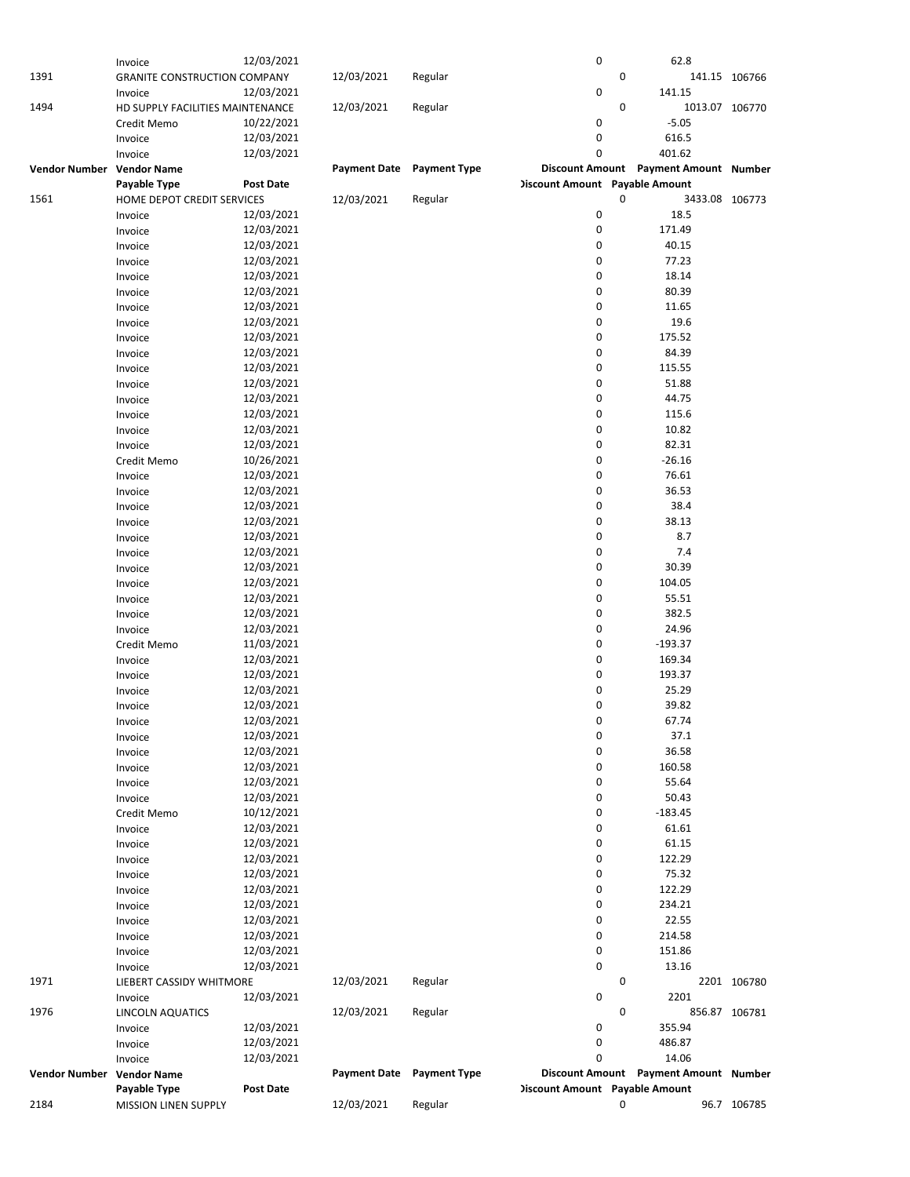| Vendor Number | Vendor Name | | Payment Date | Payment Type | Discount Amount | Payment Amount | Number |
|---|---|---|---|---|---|---|---|
| | Payable Type | Post Date | | | Discount Amount | Payable Amount | |
| | Invoice | 12/03/2021 | | | 0 | 62.8 | |
| 1391 | GRANITE CONSTRUCTION COMPANY | | 12/03/2021 | Regular | 0 | 141.15 | 106766 |
| | Invoice | 12/03/2021 | | | 0 | 141.15 | |
| 1494 | HD SUPPLY FACILITIES MAINTENANCE | | 12/03/2021 | Regular | 0 | 1013.07 | 106770 |
| | Credit Memo | 10/22/2021 | | | 0 | -5.05 | |
| | Invoice | 12/03/2021 | | | 0 | 616.5 | |
| | Invoice | 12/03/2021 | | | 0 | 401.62 | |

| Vendor Number | Vendor Name | | Payment Date | Payment Type | Discount Amount | Payment Amount | Number |
|---|---|---|---|---|---|---|---|
| | Payable Type | Post Date | | | Discount Amount | Payable Amount | |
| 1561 | HOME DEPOT CREDIT SERVICES | | 12/03/2021 | Regular | 0 | 3433.08 | 106773 |
| | Invoice | 12/03/2021 | | | 0 | 18.5 | |
| | Invoice | 12/03/2021 | | | 0 | 171.49 | |
| | Invoice | 12/03/2021 | | | 0 | 40.15 | |
| | Invoice | 12/03/2021 | | | 0 | 77.23 | |
| | Invoice | 12/03/2021 | | | 0 | 18.14 | |
| | Invoice | 12/03/2021 | | | 0 | 80.39 | |
| | Invoice | 12/03/2021 | | | 0 | 11.65 | |
| | Invoice | 12/03/2021 | | | 0 | 19.6 | |
| | Invoice | 12/03/2021 | | | 0 | 175.52 | |
| | Invoice | 12/03/2021 | | | 0 | 84.39 | |
| | Invoice | 12/03/2021 | | | 0 | 115.55 | |
| | Invoice | 12/03/2021 | | | 0 | 51.88 | |
| | Invoice | 12/03/2021 | | | 0 | 44.75 | |
| | Invoice | 12/03/2021 | | | 0 | 115.6 | |
| | Invoice | 12/03/2021 | | | 0 | 10.82 | |
| | Invoice | 12/03/2021 | | | 0 | 82.31 | |
| | Credit Memo | 10/26/2021 | | | 0 | -26.16 | |
| | Invoice | 12/03/2021 | | | 0 | 76.61 | |
| | Invoice | 12/03/2021 | | | 0 | 36.53 | |
| | Invoice | 12/03/2021 | | | 0 | 38.4 | |
| | Invoice | 12/03/2021 | | | 0 | 38.13 | |
| | Invoice | 12/03/2021 | | | 0 | 8.7 | |
| | Invoice | 12/03/2021 | | | 0 | 7.4 | |
| | Invoice | 12/03/2021 | | | 0 | 30.39 | |
| | Invoice | 12/03/2021 | | | 0 | 104.05 | |
| | Invoice | 12/03/2021 | | | 0 | 55.51 | |
| | Invoice | 12/03/2021 | | | 0 | 382.5 | |
| | Invoice | 12/03/2021 | | | 0 | 24.96 | |
| | Credit Memo | 11/03/2021 | | | 0 | -193.37 | |
| | Invoice | 12/03/2021 | | | 0 | 169.34 | |
| | Invoice | 12/03/2021 | | | 0 | 193.37 | |
| | Invoice | 12/03/2021 | | | 0 | 25.29 | |
| | Invoice | 12/03/2021 | | | 0 | 39.82 | |
| | Invoice | 12/03/2021 | | | 0 | 67.74 | |
| | Invoice | 12/03/2021 | | | 0 | 37.1 | |
| | Invoice | 12/03/2021 | | | 0 | 36.58 | |
| | Invoice | 12/03/2021 | | | 0 | 160.58 | |
| | Invoice | 12/03/2021 | | | 0 | 55.64 | |
| | Invoice | 12/03/2021 | | | 0 | 50.43 | |
| | Credit Memo | 10/12/2021 | | | 0 | -183.45 | |
| | Invoice | 12/03/2021 | | | 0 | 61.61 | |
| | Invoice | 12/03/2021 | | | 0 | 61.15 | |
| | Invoice | 12/03/2021 | | | 0 | 122.29 | |
| | Invoice | 12/03/2021 | | | 0 | 75.32 | |
| | Invoice | 12/03/2021 | | | 0 | 122.29 | |
| | Invoice | 12/03/2021 | | | 0 | 234.21 | |
| | Invoice | 12/03/2021 | | | 0 | 22.55 | |
| | Invoice | 12/03/2021 | | | 0 | 214.58 | |
| | Invoice | 12/03/2021 | | | 0 | 151.86 | |
| | Invoice | 12/03/2021 | | | 0 | 13.16 | |
| 1971 | LIEBERT CASSIDY WHITMORE | | 12/03/2021 | Regular | 0 | 2201 | 106780 |
| | Invoice | 12/03/2021 | | | 0 | 2201 | |
| 1976 | LINCOLN AQUATICS | | 12/03/2021 | Regular | 0 | 856.87 | 106781 |
| | Invoice | 12/03/2021 | | | 0 | 355.94 | |
| | Invoice | 12/03/2021 | | | 0 | 486.87 | |
| | Invoice | 12/03/2021 | | | 0 | 14.06 | |

| Vendor Number | Vendor Name | | Payment Date | Payment Type | Discount Amount | Payment Amount | Number |
|---|---|---|---|---|---|---|---|
| | Payable Type | Post Date | | | Discount Amount | Payable Amount | |
| 2184 | MISSION LINEN SUPPLY | | 12/03/2021 | Regular | 0 | 96.7 | 106785 |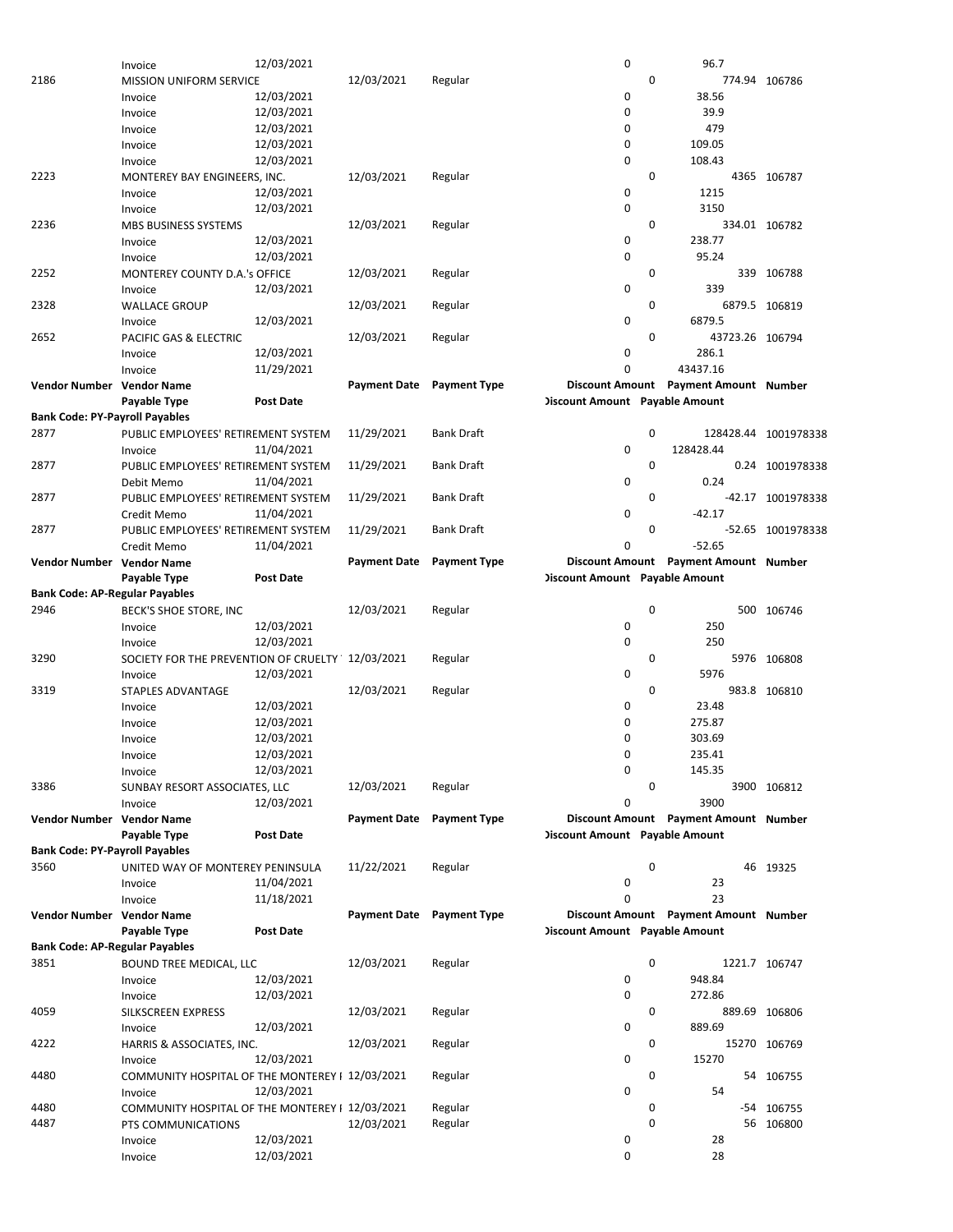| Vendor Number | Vendor Name | | Payment Date | Payment Type | Discount Amount | Payment Amount | Number |
|---|---|---|---|---|---|---|---|
| | Payable Type | Post Date | | | Discount Amount | Payable Amount | |
| | Invoice | 12/03/2021 | | | 0 | 96.7 | |
| 2186 | MISSION UNIFORM SERVICE | | 12/03/2021 | Regular | 0 | 774.94 | 106786 |
| | Invoice | 12/03/2021 | | | 0 | 38.56 | |
| | Invoice | 12/03/2021 | | | 0 | 39.9 | |
| | Invoice | 12/03/2021 | | | 0 | 479 | |
| | Invoice | 12/03/2021 | | | 0 | 109.05 | |
| | Invoice | 12/03/2021 | | | 0 | 108.43 | |
| 2223 | MONTEREY BAY ENGINEERS, INC. | | 12/03/2021 | Regular | 0 | 4365 | 106787 |
| | Invoice | 12/03/2021 | | | 0 | 1215 | |
| | Invoice | 12/03/2021 | | | 0 | 3150 | |
| 2236 | MBS BUSINESS SYSTEMS | | 12/03/2021 | Regular | 0 | 334.01 | 106782 |
| | Invoice | 12/03/2021 | | | 0 | 238.77 | |
| | Invoice | 12/03/2021 | | | 0 | 95.24 | |
| 2252 | MONTEREY COUNTY D.A.'s OFFICE | | 12/03/2021 | Regular | 0 | 339 | 106788 |
| | Invoice | 12/03/2021 | | | 0 | 339 | |
| 2328 | WALLACE GROUP | | 12/03/2021 | Regular | 0 | 6879.5 | 106819 |
| | Invoice | 12/03/2021 | | | 0 | 6879.5 | |
| 2652 | PACIFIC GAS & ELECTRIC | | 12/03/2021 | Regular | 0 | 43723.26 | 106794 |
| | Invoice | 12/03/2021 | | | 0 | 286.1 | |
| | Invoice | 11/29/2021 | | | 0 | 43437.16 | |

| Vendor Number | Vendor Name | | Payment Date | Payment Type | Discount Amount | Payment Amount | Number |
|---|---|---|---|---|---|---|---|
| | Payable Type | Post Date | | | Discount Amount | Payable Amount | |
| **Bank Code: PY-Payroll Payables** | | | | | | | |
| 2877 | PUBLIC EMPLOYEES' RETIREMENT SYSTEM | | 11/29/2021 | Bank Draft | 0 | 128428.44 | 1001978338 |
| | Invoice | 11/04/2021 | | | 0 | 128428.44 | |
| 2877 | PUBLIC EMPLOYEES' RETIREMENT SYSTEM | | 11/29/2021 | Bank Draft | 0 | 0.24 | 1001978338 |
| | Debit Memo | 11/04/2021 | | | 0 | 0.24 | |
| 2877 | PUBLIC EMPLOYEES' RETIREMENT SYSTEM | | 11/29/2021 | Bank Draft | 0 | -42.17 | 1001978338 |
| | Credit Memo | 11/04/2021 | | | 0 | -42.17 | |
| 2877 | PUBLIC EMPLOYEES' RETIREMENT SYSTEM | | 11/29/2021 | Bank Draft | 0 | -52.65 | 1001978338 |
| | Credit Memo | 11/04/2021 | | | 0 | -52.65 | |

| Vendor Number | Vendor Name | | Payment Date | Payment Type | Discount Amount | Payment Amount | Number |
|---|---|---|---|---|---|---|---|
| | Payable Type | Post Date | | | Discount Amount | Payable Amount | |
| **Bank Code: AP-Regular Payables** | | | | | | | |
| 2946 | BECK'S SHOE STORE, INC | | 12/03/2021 | Regular | 0 | 500 | 106746 |
| | Invoice | 12/03/2021 | | | 0 | 250 | |
| | Invoice | 12/03/2021 | | | 0 | 250 | |
| 3290 | SOCIETY FOR THE PREVENTION OF CRUELTY | | 12/03/2021 | Regular | 0 | 5976 | 106808 |
| | Invoice | 12/03/2021 | | | 0 | 5976 | |
| 3319 | STAPLES ADVANTAGE | | 12/03/2021 | Regular | 0 | 983.8 | 106810 |
| | Invoice | 12/03/2021 | | | 0 | 23.48 | |
| | Invoice | 12/03/2021 | | | 0 | 275.87 | |
| | Invoice | 12/03/2021 | | | 0 | 303.69 | |
| | Invoice | 12/03/2021 | | | 0 | 235.41 | |
| | Invoice | 12/03/2021 | | | 0 | 145.35 | |
| 3386 | SUNBAY RESORT ASSOCIATES, LLC | | 12/03/2021 | Regular | 0 | 3900 | 106812 |
| | Invoice | 12/03/2021 | | | 0 | 3900 | |

| Vendor Number | Vendor Name | | Payment Date | Payment Type | Discount Amount | Payment Amount | Number |
|---|---|---|---|---|---|---|---|
| | Payable Type | Post Date | | | Discount Amount | Payable Amount | |
| **Bank Code: PY-Payroll Payables** | | | | | | | |
| 3560 | UNITED WAY OF MONTEREY PENINSULA | | 11/22/2021 | Regular | 0 | 46 | 19325 |
| | Invoice | 11/04/2021 | | | 0 | 23 | |
| | Invoice | 11/18/2021 | | | 0 | 23 | |

| Vendor Number | Vendor Name | | Payment Date | Payment Type | Discount Amount | Payment Amount | Number |
|---|---|---|---|---|---|---|---|
| | Payable Type | Post Date | | | Discount Amount | Payable Amount | |
| **Bank Code: AP-Regular Payables** | | | | | | | |
| 3851 | BOUND TREE MEDICAL, LLC | | 12/03/2021 | Regular | 0 | 1221.7 | 106747 |
| | Invoice | 12/03/2021 | | | 0 | 948.84 | |
| | Invoice | 12/03/2021 | | | 0 | 272.86 | |
| 4059 | SILKSCREEN EXPRESS | | 12/03/2021 | Regular | 0 | 889.69 | 106806 |
| | Invoice | 12/03/2021 | | | 0 | 889.69 | |
| 4222 | HARRIS & ASSOCIATES, INC. | | 12/03/2021 | Regular | 0 | 15270 | 106769 |
| | Invoice | 12/03/2021 | | | 0 | 15270 | |
| 4480 | COMMUNITY HOSPITAL OF THE MONTEREY I | | 12/03/2021 | Regular | 0 | 54 | 106755 |
| | Invoice | 12/03/2021 | | | 0 | 54 | |
| 4480 | COMMUNITY HOSPITAL OF THE MONTEREY I | | 12/03/2021 | Regular | 0 | -54 | 106755 |
| 4487 | PTS COMMUNICATIONS | | 12/03/2021 | Regular | 0 | 56 | 106800 |
| | Invoice | 12/03/2021 | | | 0 | 28 | |
| | Invoice | 12/03/2021 | | | 0 | 28 | |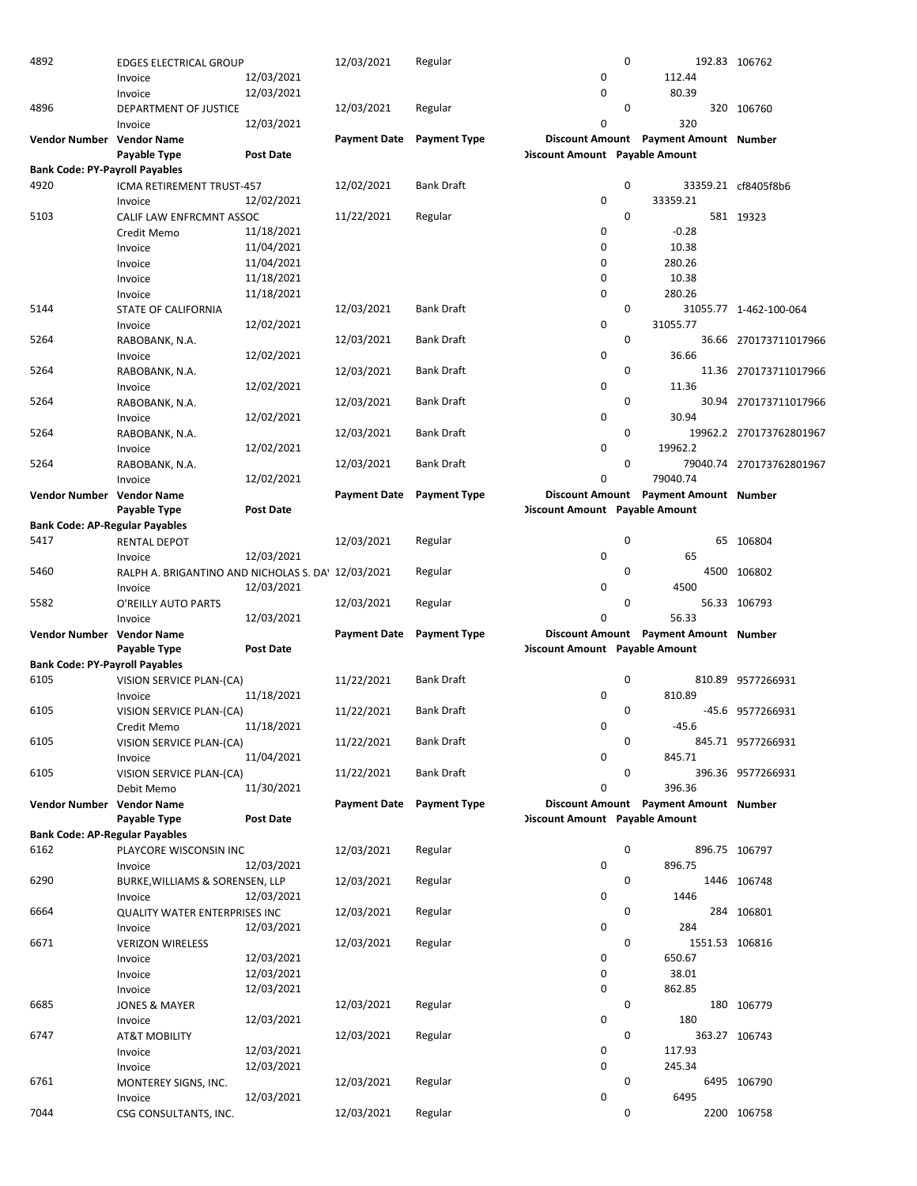| Vendor Number | Vendor Name | | Payment Date | Payment Type | Discount Amount | Payment Amount | Number |
|---|---|---|---|---|---|---|---|
| | Payable Type | Post Date | | | Discount Amount | Payable Amount | |
| 4892 | EDGES ELECTRICAL GROUP | | 12/03/2021 | Regular | 0 | 192.83 | 106762 |
| | Invoice | 12/03/2021 | | | 0 | 112.44 | |
| | Invoice | 12/03/2021 | | | 0 | 80.39 | |
| 4896 | DEPARTMENT OF JUSTICE | | 12/03/2021 | Regular | 0 | 320 | 106760 |
| | Invoice | 12/03/2021 | | | 0 | 320 | |
| **Vendor Number** | **Vendor Name** | | **Payment Date** | **Payment Type** | **Discount Amount** | **Payment Amount** | **Number** |
| | **Payable Type** | **Post Date** | | | **Discount Amount** | **Payable Amount** | |
| **Bank Code: PY-Payroll Payables** | | | | | | | |
| 4920 | ICMA RETIREMENT TRUST-457 | | 12/02/2021 | Bank Draft | 0 | 33359.21 | cf8405f8b6 |
| | Invoice | 12/02/2021 | | | 0 | 33359.21 | |
| 5103 | CALIF LAW ENFRCMNT ASSOC | | 11/22/2021 | Regular | 0 | 581 | 19323 |
| | Credit Memo | 11/18/2021 | | | 0 | -0.28 | |
| | Invoice | 11/04/2021 | | | 0 | 10.38 | |
| | Invoice | 11/04/2021 | | | 0 | 280.26 | |
| | Invoice | 11/18/2021 | | | 0 | 10.38 | |
| | Invoice | 11/18/2021 | | | 0 | 280.26 | |
| 5144 | STATE OF CALIFORNIA | | 12/03/2021 | Bank Draft | 0 | 31055.77 | 1-462-100-064 |
| | Invoice | 12/02/2021 | | | 0 | 31055.77 | |
| 5264 | RABOBANK, N.A. | | 12/03/2021 | Bank Draft | 0 | 36.66 | 270173711017966 |
| | Invoice | 12/02/2021 | | | 0 | 36.66 | |
| 5264 | RABOBANK, N.A. | | 12/03/2021 | Bank Draft | 0 | 11.36 | 270173711017966 |
| | Invoice | 12/02/2021 | | | 0 | 11.36 | |
| 5264 | RABOBANK, N.A. | | 12/03/2021 | Bank Draft | 0 | 30.94 | 270173711017966 |
| | Invoice | 12/02/2021 | | | 0 | 30.94 | |
| 5264 | RABOBANK, N.A. | | 12/03/2021 | Bank Draft | 0 | 19962.2 | 270173762801967 |
| | Invoice | 12/02/2021 | | | 0 | 19962.2 | |
| 5264 | RABOBANK, N.A. | | 12/03/2021 | Bank Draft | 0 | 79040.74 | 270173762801967 |
| | Invoice | 12/02/2021 | | | 0 | 79040.74 | |
| **Vendor Number** | **Vendor Name** | | **Payment Date** | **Payment Type** | **Discount Amount** | **Payment Amount** | **Number** |
| | **Payable Type** | **Post Date** | | | **Discount Amount** | **Payable Amount** | |
| **Bank Code: AP-Regular Payables** | | | | | | | |
| 5417 | RENTAL DEPOT | | 12/03/2021 | Regular | 0 | 65 | 106804 |
| | Invoice | 12/03/2021 | | | 0 | 65 | |
| 5460 | RALPH A. BRIGANTINO AND NICHOLAS S. DA\ | | 12/03/2021 | Regular | 0 | 4500 | 106802 |
| | Invoice | 12/03/2021 | | | 0 | 4500 | |
| 5582 | O'REILLY AUTO PARTS | | 12/03/2021 | Regular | 0 | 56.33 | 106793 |
| | Invoice | 12/03/2021 | | | 0 | 56.33 | |
| **Vendor Number** | **Vendor Name** | | **Payment Date** | **Payment Type** | **Discount Amount** | **Payment Amount** | **Number** |
| | **Payable Type** | **Post Date** | | | **Discount Amount** | **Payable Amount** | |
| **Bank Code: PY-Payroll Payables** | | | | | | | |
| 6105 | VISION SERVICE PLAN-(CA) | | 11/22/2021 | Bank Draft | 0 | 810.89 | 9577266931 |
| | Invoice | 11/18/2021 | | | 0 | 810.89 | |
| 6105 | VISION SERVICE PLAN-(CA) | | 11/22/2021 | Bank Draft | 0 | -45.6 | 9577266931 |
| | Credit Memo | 11/18/2021 | | | 0 | -45.6 | |
| 6105 | VISION SERVICE PLAN-(CA) | | 11/22/2021 | Bank Draft | 0 | 845.71 | 9577266931 |
| | Invoice | 11/04/2021 | | | 0 | 845.71 | |
| 6105 | VISION SERVICE PLAN-(CA) | | 11/22/2021 | Bank Draft | 0 | 396.36 | 9577266931 |
| | Debit Memo | 11/30/2021 | | | 0 | 396.36 | |
| **Vendor Number** | **Vendor Name** | | **Payment Date** | **Payment Type** | **Discount Amount** | **Payment Amount** | **Number** |
| | **Payable Type** | **Post Date** | | | **Discount Amount** | **Payable Amount** | |
| **Bank Code: AP-Regular Payables** | | | | | | | |
| 6162 | PLAYCORE WISCONSIN INC | | 12/03/2021 | Regular | 0 | 896.75 | 106797 |
| | Invoice | 12/03/2021 | | | 0 | 896.75 | |
| 6290 | BURKE,WILLIAMS & SORENSEN, LLP | | 12/03/2021 | Regular | 0 | 1446 | 106748 |
| | Invoice | 12/03/2021 | | | 0 | 1446 | |
| 6664 | QUALITY WATER ENTERPRISES INC | | 12/03/2021 | Regular | 0 | 284 | 106801 |
| | Invoice | 12/03/2021 | | | 0 | 284 | |
| 6671 | VERIZON WIRELESS | | 12/03/2021 | Regular | 0 | 1551.53 | 106816 |
| | Invoice | 12/03/2021 | | | 0 | 650.67 | |
| | Invoice | 12/03/2021 | | | 0 | 38.01 | |
| | Invoice | 12/03/2021 | | | 0 | 862.85 | |
| 6685 | JONES & MAYER | | 12/03/2021 | Regular | 0 | 180 | 106779 |
| | Invoice | 12/03/2021 | | | 0 | 180 | |
| 6747 | AT&T MOBILITY | | 12/03/2021 | Regular | 0 | 363.27 | 106743 |
| | Invoice | 12/03/2021 | | | 0 | 117.93 | |
| | Invoice | 12/03/2021 | | | 0 | 245.34 | |
| 6761 | MONTEREY SIGNS, INC. | | 12/03/2021 | Regular | 0 | 6495 | 106790 |
| | Invoice | 12/03/2021 | | | 0 | 6495 | |
| 7044 | CSG CONSULTANTS, INC. | | 12/03/2021 | Regular | 0 | 2200 | 106758 |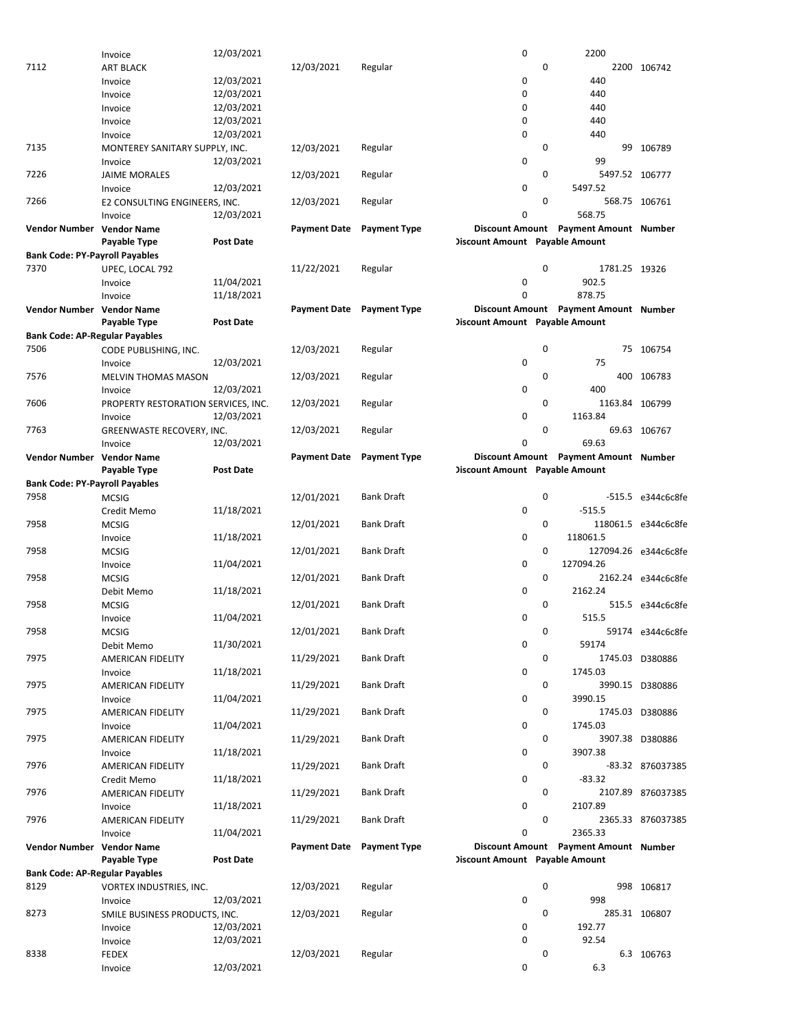| Vendor Number | Vendor Name | | Payment Date | Payment Type | Discount Amount | Payment Amount | Number |
|---|---|---|---|---|---|---|---|
| | Payable Type | Post Date | | | Discount Amount | Payable Amount | |
| | Invoice | 12/03/2021 | | | 0 | 2200 | |
| 7112 | ART BLACK | | 12/03/2021 | Regular | 0 | 2200 | 106742 |
| | Invoice | 12/03/2021 | | | 0 | 440 | |
| | Invoice | 12/03/2021 | | | 0 | 440 | |
| | Invoice | 12/03/2021 | | | 0 | 440 | |
| | Invoice | 12/03/2021 | | | 0 | 440 | |
| | Invoice | 12/03/2021 | | | 0 | 440 | |
| 7135 | MONTEREY SANITARY SUPPLY, INC. | | 12/03/2021 | Regular | 0 | 99 | 106789 |
| | Invoice | 12/03/2021 | | | 0 | 99 | |
| 7226 | JAIME MORALES | | 12/03/2021 | Regular | 0 | 5497.52 | 106777 |
| | Invoice | 12/03/2021 | | | 0 | 5497.52 | |
| 7266 | E2 CONSULTING ENGINEERS, INC. | | 12/03/2021 | Regular | 0 | 568.75 | 106761 |
| | Invoice | 12/03/2021 | | | 0 | 568.75 | |

**Bank Code: PY-Payroll Payables**

| Vendor Number | Vendor Name | | Payment Date | Payment Type | Discount Amount | Payment Amount | Number |
|---|---|---|---|---|---|---|---|
| | Payable Type | Post Date | | | Discount Amount | Payable Amount | |
| 7370 | UPEC, LOCAL 792 | | 11/22/2021 | Regular | 0 | 1781.25 | 19326 |
| | Invoice | 11/04/2021 | | | 0 | 902.5 | |
| | Invoice | 11/18/2021 | | | 0 | 878.75 | |

**Bank Code: AP-Regular Payables**

| Vendor Number | Vendor Name | | Payment Date | Payment Type | Discount Amount | Payment Amount | Number |
|---|---|---|---|---|---|---|---|
| | Payable Type | Post Date | | | Discount Amount | Payable Amount | |
| 7506 | CODE PUBLISHING, INC. | | 12/03/2021 | Regular | 0 | 75 | 106754 |
| | Invoice | 12/03/2021 | | | 0 | 75 | |
| 7576 | MELVIN THOMAS MASON | | 12/03/2021 | Regular | 0 | 400 | 106783 |
| | Invoice | 12/03/2021 | | | 0 | 400 | |
| 7606 | PROPERTY RESTORATION SERVICES, INC. | | 12/03/2021 | Regular | 0 | 1163.84 | 106799 |
| | Invoice | 12/03/2021 | | | 0 | 1163.84 | |
| 7763 | GREENWASTE RECOVERY, INC. | | 12/03/2021 | Regular | 0 | 69.63 | 106767 |
| | Invoice | 12/03/2021 | | | 0 | 69.63 | |

**Bank Code: PY-Payroll Payables**

| Vendor Number | Vendor Name | | Payment Date | Payment Type | Discount Amount | Payment Amount | Number |
|---|---|---|---|---|---|---|---|
| | Payable Type | Post Date | | | Discount Amount | Payable Amount | |
| 7958 | MCSIG | | 12/01/2021 | Bank Draft | 0 | -515.5 | e344c6c8fe |
| | Credit Memo | 11/18/2021 | | | 0 | -515.5 | |
| 7958 | MCSIG | | 12/01/2021 | Bank Draft | 0 | 118061.5 | e344c6c8fe |
| | Invoice | 11/18/2021 | | | 0 | 118061.5 | |
| 7958 | MCSIG | | 12/01/2021 | Bank Draft | 0 | 127094.26 | e344c6c8fe |
| | Invoice | 11/04/2021 | | | 0 | 127094.26 | |
| 7958 | MCSIG | | 12/01/2021 | Bank Draft | 0 | 2162.24 | e344c6c8fe |
| | Debit Memo | 11/18/2021 | | | 0 | 2162.24 | |
| 7958 | MCSIG | | 12/01/2021 | Bank Draft | 0 | 515.5 | e344c6c8fe |
| | Invoice | 11/04/2021 | | | 0 | 515.5 | |
| 7958 | MCSIG | | 12/01/2021 | Bank Draft | 0 | 59174 | e344c6c8fe |
| | Debit Memo | 11/30/2021 | | | 0 | 59174 | |
| 7975 | AMERICAN FIDELITY | | 11/29/2021 | Bank Draft | 0 | 1745.03 | D380886 |
| | Invoice | 11/18/2021 | | | 0 | 1745.03 | |
| 7975 | AMERICAN FIDELITY | | 11/29/2021 | Bank Draft | 0 | 3990.15 | D380886 |
| | Invoice | 11/04/2021 | | | 0 | 3990.15 | |
| 7975 | AMERICAN FIDELITY | | 11/29/2021 | Bank Draft | 0 | 1745.03 | D380886 |
| | Invoice | 11/04/2021 | | | 0 | 1745.03 | |
| 7975 | AMERICAN FIDELITY | | 11/29/2021 | Bank Draft | 0 | 3907.38 | D380886 |
| | Invoice | 11/18/2021 | | | 0 | 3907.38 | |
| 7976 | AMERICAN FIDELITY | | 11/29/2021 | Bank Draft | 0 | -83.32 | 876037385 |
| | Credit Memo | 11/18/2021 | | | 0 | -83.32 | |
| 7976 | AMERICAN FIDELITY | | 11/29/2021 | Bank Draft | 0 | 2107.89 | 876037385 |
| | Invoice | 11/18/2021 | | | 0 | 2107.89 | |
| 7976 | AMERICAN FIDELITY | | 11/29/2021 | Bank Draft | 0 | 2365.33 | 876037385 |
| | Invoice | 11/04/2021 | | | 0 | 2365.33 | |

**Bank Code: AP-Regular Payables**

| Vendor Number | Vendor Name | | Payment Date | Payment Type | Discount Amount | Payment Amount | Number |
|---|---|---|---|---|---|---|---|
| | Payable Type | Post Date | | | Discount Amount | Payable Amount | |
| 8129 | VORTEX INDUSTRIES, INC. | | 12/03/2021 | Regular | 0 | 998 | 106817 |
| | Invoice | 12/03/2021 | | | 0 | 998 | |
| 8273 | SMILE BUSINESS PRODUCTS, INC. | | 12/03/2021 | Regular | 0 | 285.31 | 106807 |
| | Invoice | 12/03/2021 | | | 0 | 192.77 | |
| | Invoice | 12/03/2021 | | | 0 | 92.54 | |
| 8338 | FEDEX | | 12/03/2021 | Regular | 0 | 6.3 | 106763 |
| | Invoice | 12/03/2021 | | | 0 | 6.3 | |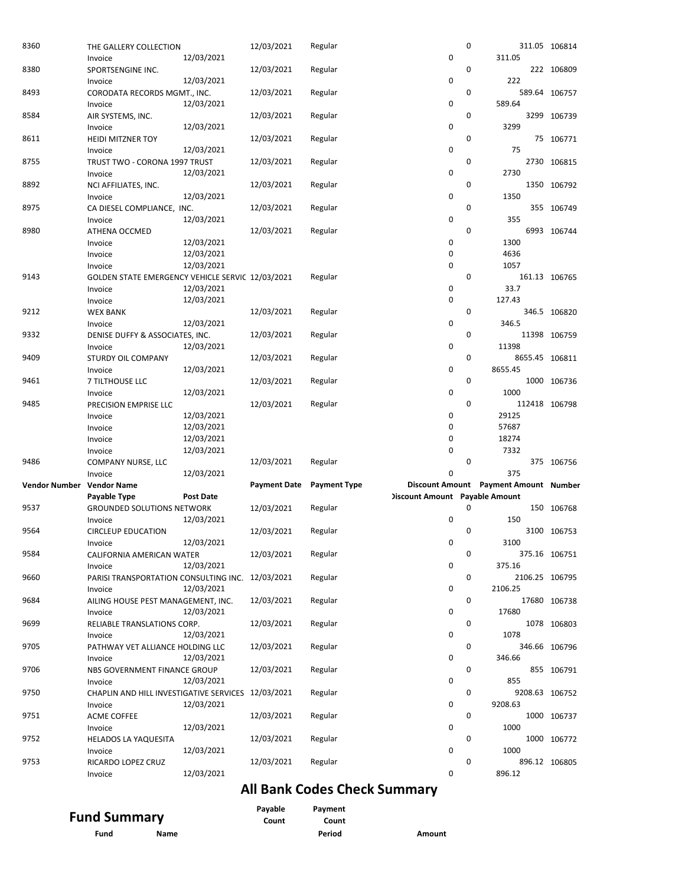| Vendor Number | Vendor Name | Payment Date | Payment Type | Discount Amount | Payment Amount | Number |
|---|---|---|---|---|---|---|
| | Payable Type | Post Date | | Discount Amount | Payable Amount | |
| 8360 | THE GALLERY COLLECTION | 12/03/2021 | Regular | 0 | 311.05 | 106814 |
| | Invoice | 12/03/2021 | | 0 | 311.05 | |
| 8380 | SPORTSENGINE INC. | 12/03/2021 | Regular | 0 | 222 | 106809 |
| | Invoice | 12/03/2021 | | 0 | 222 | |
| 8493 | CORODATA RECORDS MGMT., INC. | 12/03/2021 | Regular | 0 | 589.64 | 106757 |
| | Invoice | 12/03/2021 | | 0 | 589.64 | |
| 8584 | AIR SYSTEMS, INC. | 12/03/2021 | Regular | 0 | 3299 | 106739 |
| | Invoice | 12/03/2021 | | 0 | 3299 | |
| 8611 | HEIDI MITZNER TOY | 12/03/2021 | Regular | 0 | 75 | 106771 |
| | Invoice | 12/03/2021 | | 0 | 75 | |
| 8755 | TRUST TWO - CORONA 1997 TRUST | 12/03/2021 | Regular | 0 | 2730 | 106815 |
| | Invoice | 12/03/2021 | | 0 | 2730 | |
| 8892 | NCI AFFILIATES, INC. | 12/03/2021 | Regular | 0 | 1350 | 106792 |
| | Invoice | 12/03/2021 | | 0 | 1350 | |
| 8975 | CA DIESEL COMPLIANCE, INC. | 12/03/2021 | Regular | 0 | 355 | 106749 |
| | Invoice | 12/03/2021 | | 0 | 355 | |
| 8980 | ATHENA OCCMED | 12/03/2021 | Regular | 0 | 6993 | 106744 |
| | Invoice | 12/03/2021 | | 0 | 1300 | |
| | Invoice | 12/03/2021 | | 0 | 4636 | |
| | Invoice | 12/03/2021 | | 0 | 1057 | |
| 9143 | GOLDEN STATE EMERGENCY VEHICLE SERVIC | 12/03/2021 | Regular | 0 | 161.13 | 106765 |
| | Invoice | 12/03/2021 | | 0 | 33.7 | |
| | Invoice | 12/03/2021 | | 0 | 127.43 | |
| 9212 | WEX BANK | 12/03/2021 | Regular | 0 | 346.5 | 106820 |
| | Invoice | 12/03/2021 | | 0 | 346.5 | |
| 9332 | DENISE DUFFY & ASSOCIATES, INC. | 12/03/2021 | Regular | 0 | 11398 | 106759 |
| | Invoice | 12/03/2021 | | 0 | 11398 | |
| 9409 | STURDY OIL COMPANY | 12/03/2021 | Regular | 0 | 8655.45 | 106811 |
| | Invoice | 12/03/2021 | | 0 | 8655.45 | |
| 9461 | 7 TILTHOUSE LLC | 12/03/2021 | Regular | 0 | 1000 | 106736 |
| | Invoice | 12/03/2021 | | 0 | 1000 | |
| 9485 | PRECISION EMPRISE LLC | 12/03/2021 | Regular | 0 | 112418 | 106798 |
| | Invoice | 12/03/2021 | | 0 | 29125 | |
| | Invoice | 12/03/2021 | | 0 | 57687 | |
| | Invoice | 12/03/2021 | | 0 | 18274 | |
| | Invoice | 12/03/2021 | | 0 | 7332 | |
| 9486 | COMPANY NURSE, LLC | 12/03/2021 | Regular | 0 | 375 | 106756 |
| | Invoice | 12/03/2021 | | 0 | 375 | |
| 9537 | GROUNDED SOLUTIONS NETWORK | 12/03/2021 | Regular | 0 | 150 | 106768 |
| | Invoice | 12/03/2021 | | 0 | 150 | |
| 9564 | CIRCLEUP EDUCATION | 12/03/2021 | Regular | 0 | 3100 | 106753 |
| | Invoice | 12/03/2021 | | 0 | 3100 | |
| 9584 | CALIFORNIA AMERICAN WATER | 12/03/2021 | Regular | 0 | 375.16 | 106751 |
| | Invoice | 12/03/2021 | | 0 | 375.16 | |
| 9660 | PARISI TRANSPORTATION CONSULTING INC. | 12/03/2021 | Regular | 0 | 2106.25 | 106795 |
| | Invoice | 12/03/2021 | | 0 | 2106.25 | |
| 9684 | AILING HOUSE PEST MANAGEMENT, INC. | 12/03/2021 | Regular | 0 | 17680 | 106738 |
| | Invoice | 12/03/2021 | | 0 | 17680 | |
| 9699 | RELIABLE TRANSLATIONS CORP. | 12/03/2021 | Regular | 0 | 1078 | 106803 |
| | Invoice | 12/03/2021 | | 0 | 1078 | |
| 9705 | PATHWAY VET ALLIANCE HOLDING LLC | 12/03/2021 | Regular | 0 | 346.66 | 106796 |
| | Invoice | 12/03/2021 | | 0 | 346.66 | |
| 9706 | NBS GOVERNMENT FINANCE GROUP | 12/03/2021 | Regular | 0 | 855 | 106791 |
| | Invoice | 12/03/2021 | | 0 | 855 | |
| 9750 | CHAPLIN AND HILL INVESTIGATIVE SERVICES | 12/03/2021 | Regular | 0 | 9208.63 | 106752 |
| | Invoice | 12/03/2021 | | 0 | 9208.63 | |
| 9751 | ACME COFFEE | 12/03/2021 | Regular | 0 | 1000 | 106737 |
| | Invoice | 12/03/2021 | | 0 | 1000 | |
| 9752 | HELADOS LA YAQUESITA | 12/03/2021 | Regular | 0 | 1000 | 106772 |
| | Invoice | 12/03/2021 | | 0 | 1000 | |
| 9753 | RICARDO LOPEZ CRUZ | 12/03/2021 | Regular | 0 | 896.12 | 106805 |
| | Invoice | 12/03/2021 | | 0 | 896.12 | |

## All Bank Codes Check Summary

## Fund Summary

| Fund | Name | Payable Count | Payment Count Period | Amount |
|---|---|---|---|---|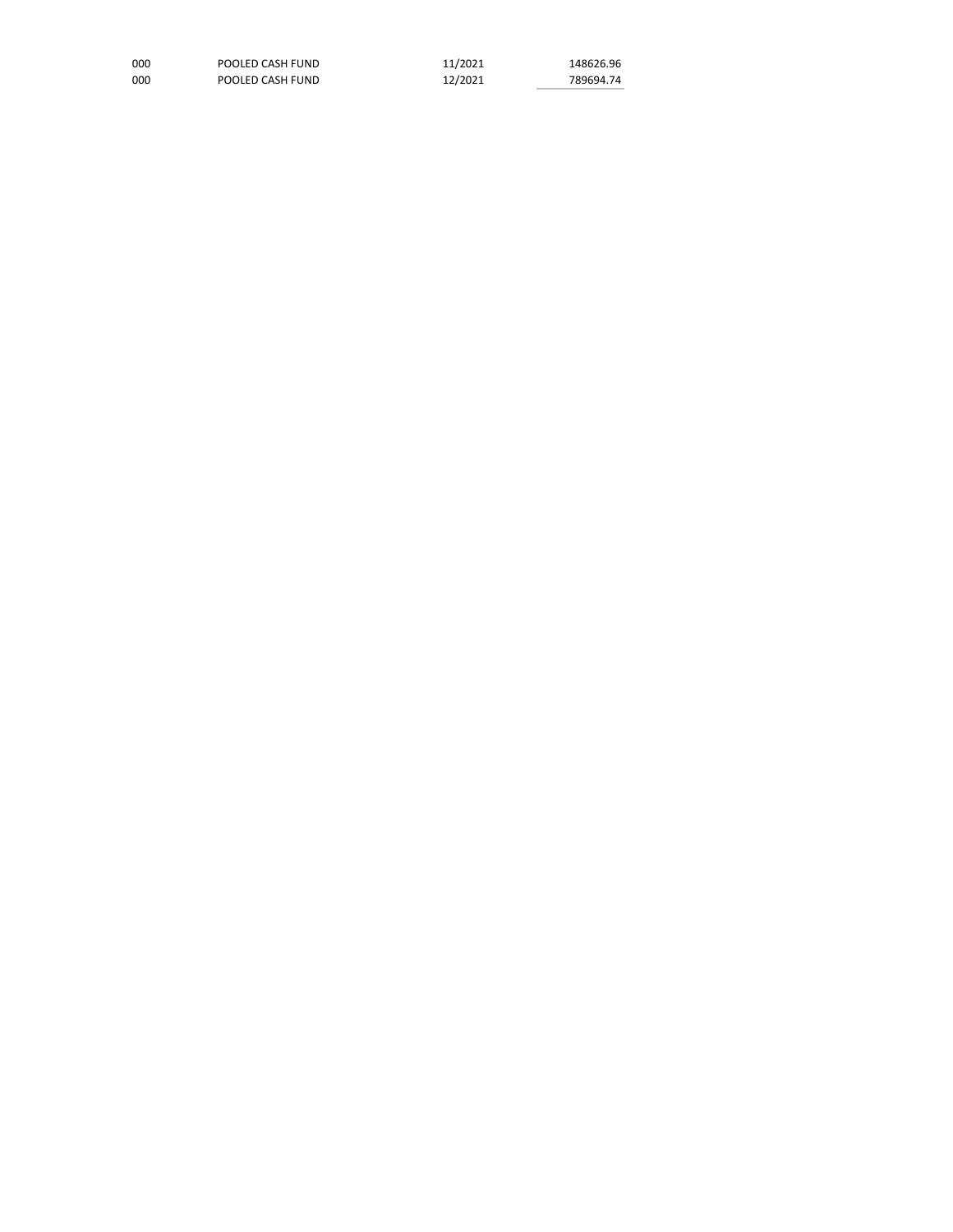| | | | |
|---|---|---|---|
| 000 | POOLED CASH FUND | 11/2021 | 148626.96 |
| 000 | POOLED CASH FUND | 12/2021 | 789694.74 |